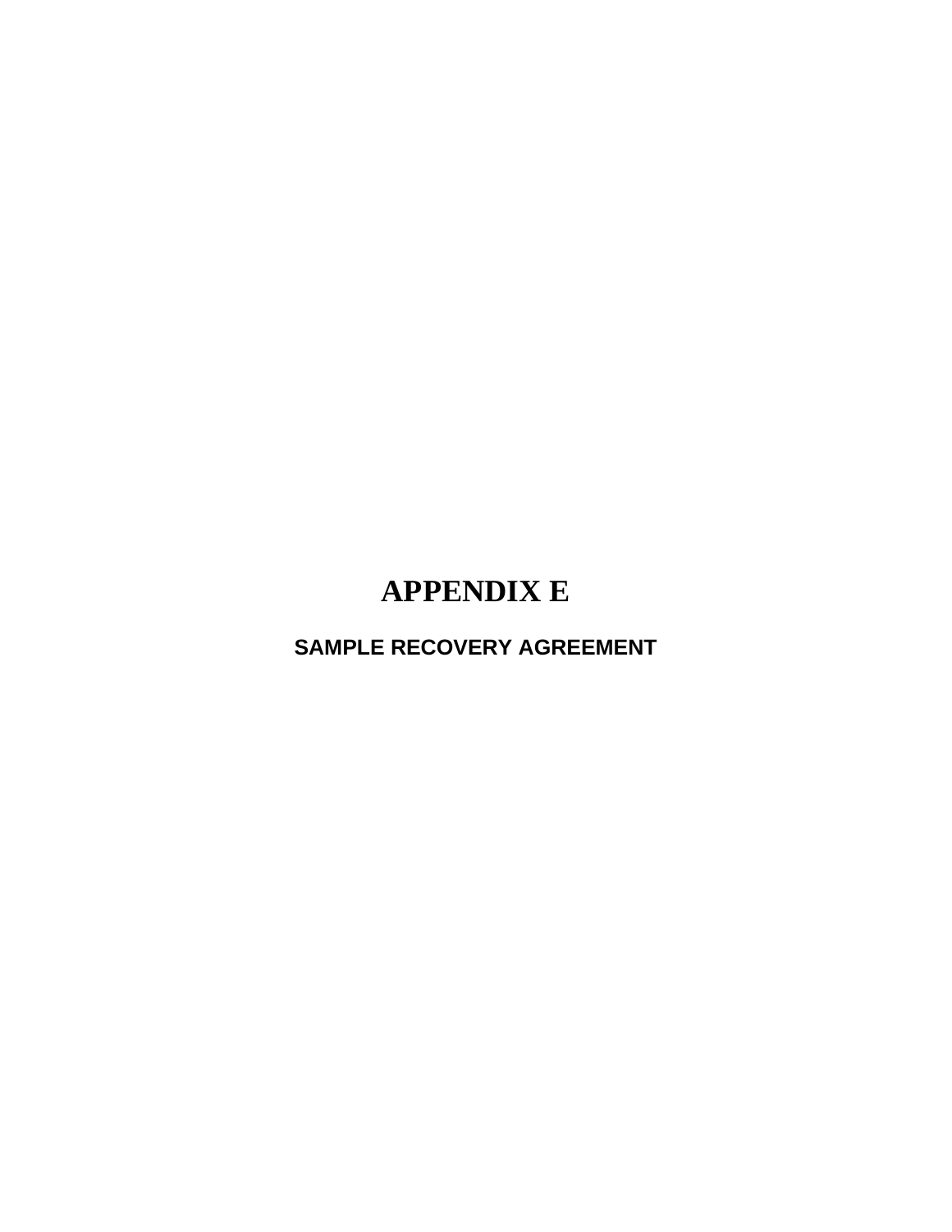# APPENDIX E

## SAMPLE RECOVERY AGREEMENT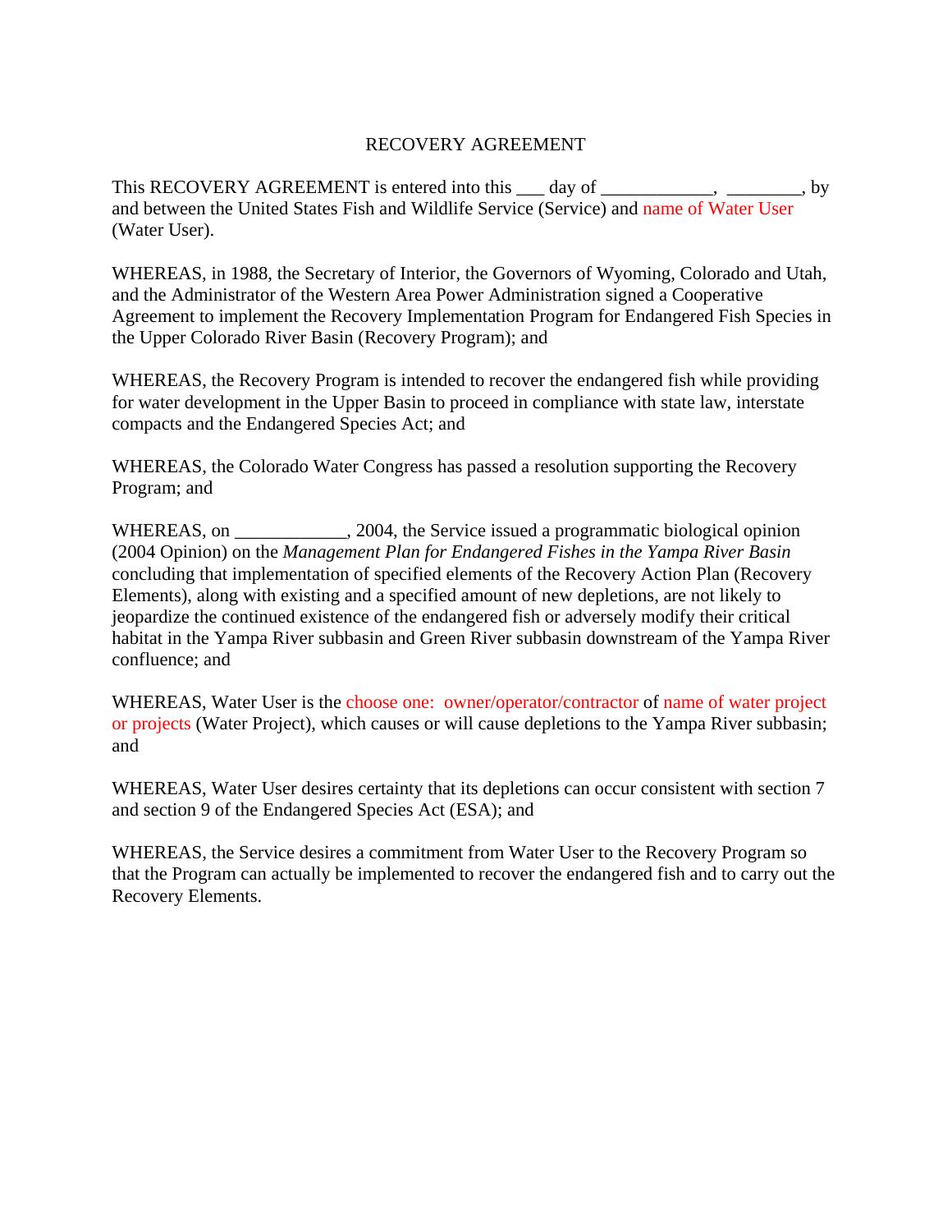# RECOVERY AGREEMENT

This RECOVERY AGREEMENT is entered into this ___ day of ____________, ________, by and between the United States Fish and Wildlife Service (Service) and name of Water User (Water User).

WHEREAS, in 1988, the Secretary of Interior, the Governors of Wyoming, Colorado and Utah, and the Administrator of the Western Area Power Administration signed a Cooperative Agreement to implement the Recovery Implementation Program for Endangered Fish Species in the Upper Colorado River Basin (Recovery Program); and

WHEREAS, the Recovery Program is intended to recover the endangered fish while providing for water development in the Upper Basin to proceed in compliance with state law, interstate compacts and the Endangered Species Act; and

WHEREAS, the Colorado Water Congress has passed a resolution supporting the Recovery Program; and

WHEREAS, on ____________, 2004, the Service issued a programmatic biological opinion (2004 Opinion) on the *Management Plan for Endangered Fishes in the Yampa River Basin* concluding that implementation of specified elements of the Recovery Action Plan (Recovery Elements), along with existing and a specified amount of new depletions, are not likely to jeopardize the continued existence of the endangered fish or adversely modify their critical habitat in the Yampa River subbasin and Green River subbasin downstream of the Yampa River confluence; and

WHEREAS, Water User is the choose one: owner/operator/contractor of name of water project or projects (Water Project), which causes or will cause depletions to the Yampa River subbasin; and

WHEREAS, Water User desires certainty that its depletions can occur consistent with section 7 and section 9 of the Endangered Species Act (ESA); and

WHEREAS, the Service desires a commitment from Water User to the Recovery Program so that the Program can actually be implemented to recover the endangered fish and to carry out the Recovery Elements.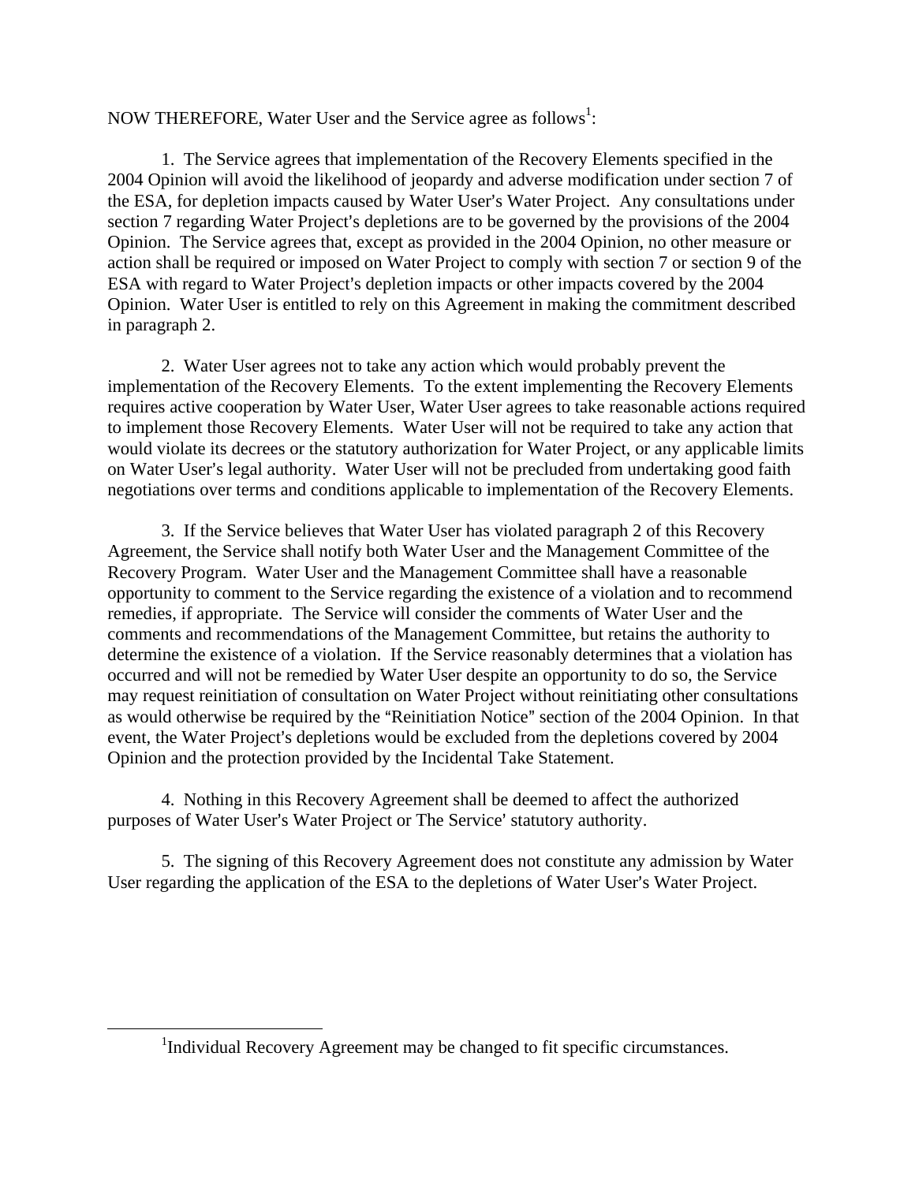NOW THEREFORE, Water User and the Service agree as follows[1]:

1. The Service agrees that implementation of the Recovery Elements specified in the 2004 Opinion will avoid the likelihood of jeopardy and adverse modification under section 7 of the ESA, for depletion impacts caused by Water User's Water Project. Any consultations under section 7 regarding Water Project's depletions are to be governed by the provisions of the 2004 Opinion. The Service agrees that, except as provided in the 2004 Opinion, no other measure or action shall be required or imposed on Water Project to comply with section 7 or section 9 of the ESA with regard to Water Project's depletion impacts or other impacts covered by the 2004 Opinion. Water User is entitled to rely on this Agreement in making the commitment described in paragraph 2.

2. Water User agrees not to take any action which would probably prevent the implementation of the Recovery Elements. To the extent implementing the Recovery Elements requires active cooperation by Water User, Water User agrees to take reasonable actions required to implement those Recovery Elements. Water User will not be required to take any action that would violate its decrees or the statutory authorization for Water Project, or any applicable limits on Water User's legal authority. Water User will not be precluded from undertaking good faith negotiations over terms and conditions applicable to implementation of the Recovery Elements.

3. If the Service believes that Water User has violated paragraph 2 of this Recovery Agreement, the Service shall notify both Water User and the Management Committee of the Recovery Program. Water User and the Management Committee shall have a reasonable opportunity to comment to the Service regarding the existence of a violation and to recommend remedies, if appropriate. The Service will consider the comments of Water User and the comments and recommendations of the Management Committee, but retains the authority to determine the existence of a violation. If the Service reasonably determines that a violation has occurred and will not be remedied by Water User despite an opportunity to do so, the Service may request reinitiation of consultation on Water Project without reinitiating other consultations as would otherwise be required by the "Reinitiation Notice" section of the 2004 Opinion. In that event, the Water Project's depletions would be excluded from the depletions covered by 2004 Opinion and the protection provided by the Incidental Take Statement.

4. Nothing in this Recovery Agreement shall be deemed to affect the authorized purposes of Water User's Water Project or The Service' statutory authority.

5. The signing of this Recovery Agreement does not constitute any admission by Water User regarding the application of the ESA to the depletions of Water User's Water Project.

---

[1]Individual Recovery Agreement may be changed to fit specific circumstances.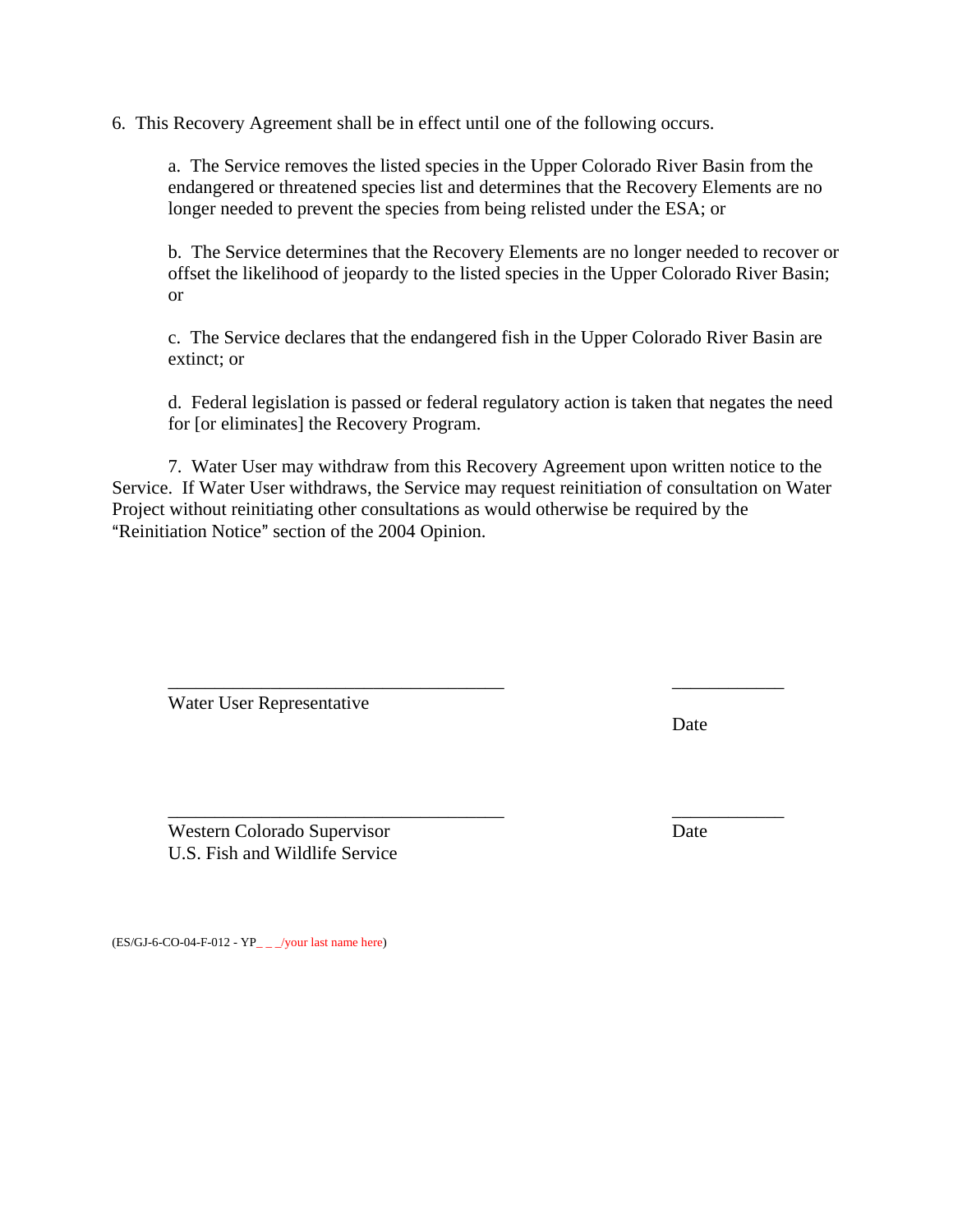6. This Recovery Agreement shall be in effect until one of the following occurs.

a. The Service removes the listed species in the Upper Colorado River Basin from the endangered or threatened species list and determines that the Recovery Elements are no longer needed to prevent the species from being relisted under the ESA; or

b. The Service determines that the Recovery Elements are no longer needed to recover or offset the likelihood of jeopardy to the listed species in the Upper Colorado River Basin; or

c. The Service declares that the endangered fish in the Upper Colorado River Basin are extinct; or

d. Federal legislation is passed or federal regulatory action is taken that negates the need for [or eliminates] the Recovery Program.

7. Water User may withdraw from this Recovery Agreement upon written notice to the Service. If Water User withdraws, the Service may request reinitiation of consultation on Water Project without reinitiating other consultations as would otherwise be required by the "Reinitiation Notice" section of the 2004 Opinion.

_____________________________________ ____________

Water User Representative

Date

_____________________________________ ____________

Western Colorado Supervisor Date

U.S. Fish and Wildlife Service

(ES/GJ-6-CO-04-F-012 - YP_ _ _/your last name here)